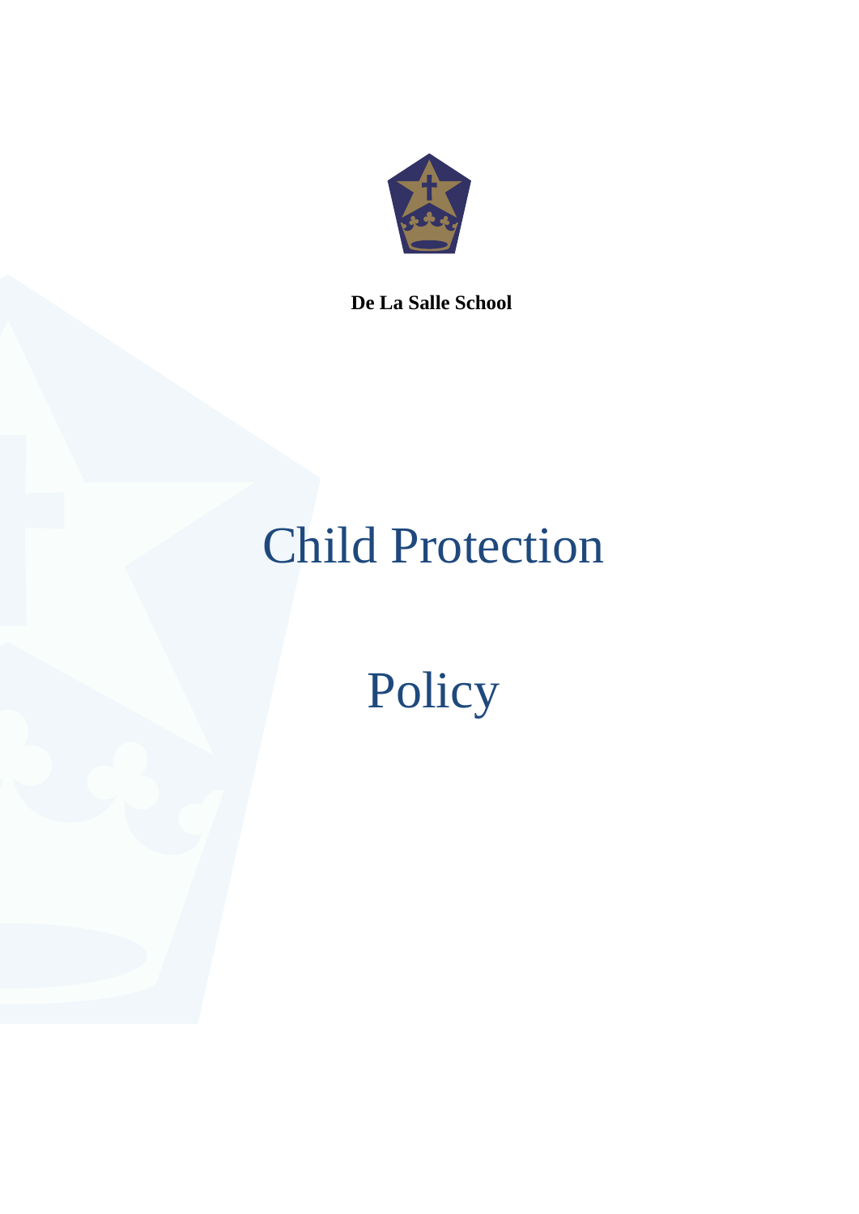**De La Salle School**

# Child Protection

# Policy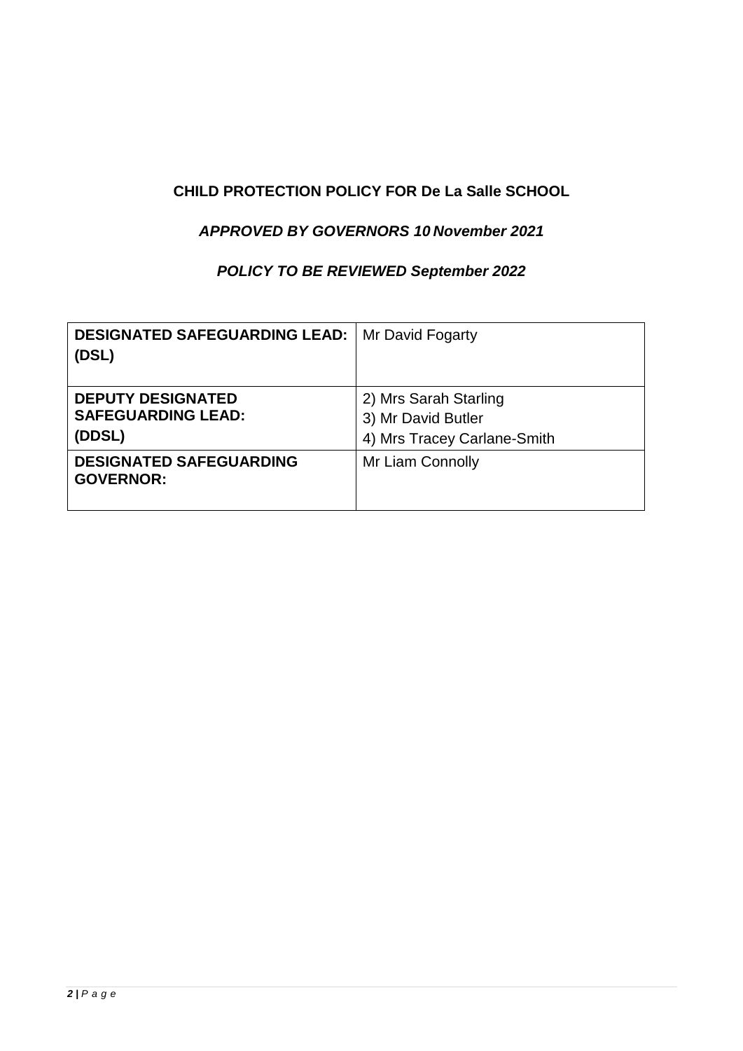**CHILD PROTECTION POLICY FOR De La Salle SCHOOL**

***APPROVED BY GOVERNORS 10 November 2021***

***POLICY TO BE REVIEWED September 2022***

| | |
|---|---|
| **DESIGNATED SAFEGUARDING LEAD: (DSL)** | Mr David Fogarty |
| **DEPUTY DESIGNATED SAFEGUARDING LEAD: (DDSL)** | 2) Mrs Sarah Starling<br>3) Mr David Butler<br>4) Mrs Tracey Carlane-Smith |
| **DESIGNATED SAFEGUARDING GOVERNOR:** | Mr Liam Connolly |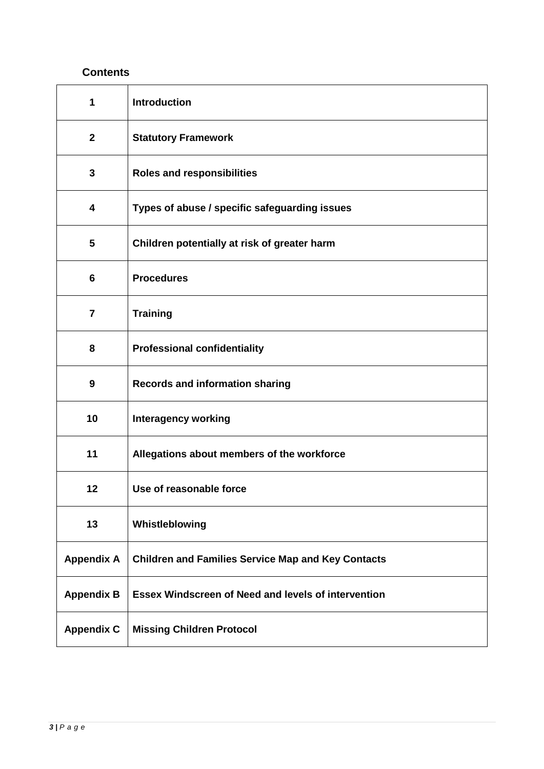## Contents

| | |
|---|---|
| **1** | **Introduction** |
| **2** | **Statutory Framework** |
| **3** | **Roles and responsibilities** |
| **4** | **Types of abuse / specific safeguarding issues** |
| **5** | **Children potentially at risk of greater harm** |
| **6** | **Procedures** |
| **7** | **Training** |
| **8** | **Professional confidentiality** |
| **9** | **Records and information sharing** |
| **10** | **Interagency working** |
| **11** | **Allegations about members of the workforce** |
| **12** | **Use of reasonable force** |
| **13** | **Whistleblowing** |
| **Appendix A** | **Children and Families Service Map and Key Contacts** |
| **Appendix B** | **Essex Windscreen of Need and levels of intervention** |
| **Appendix C** | **Missing Children Protocol** |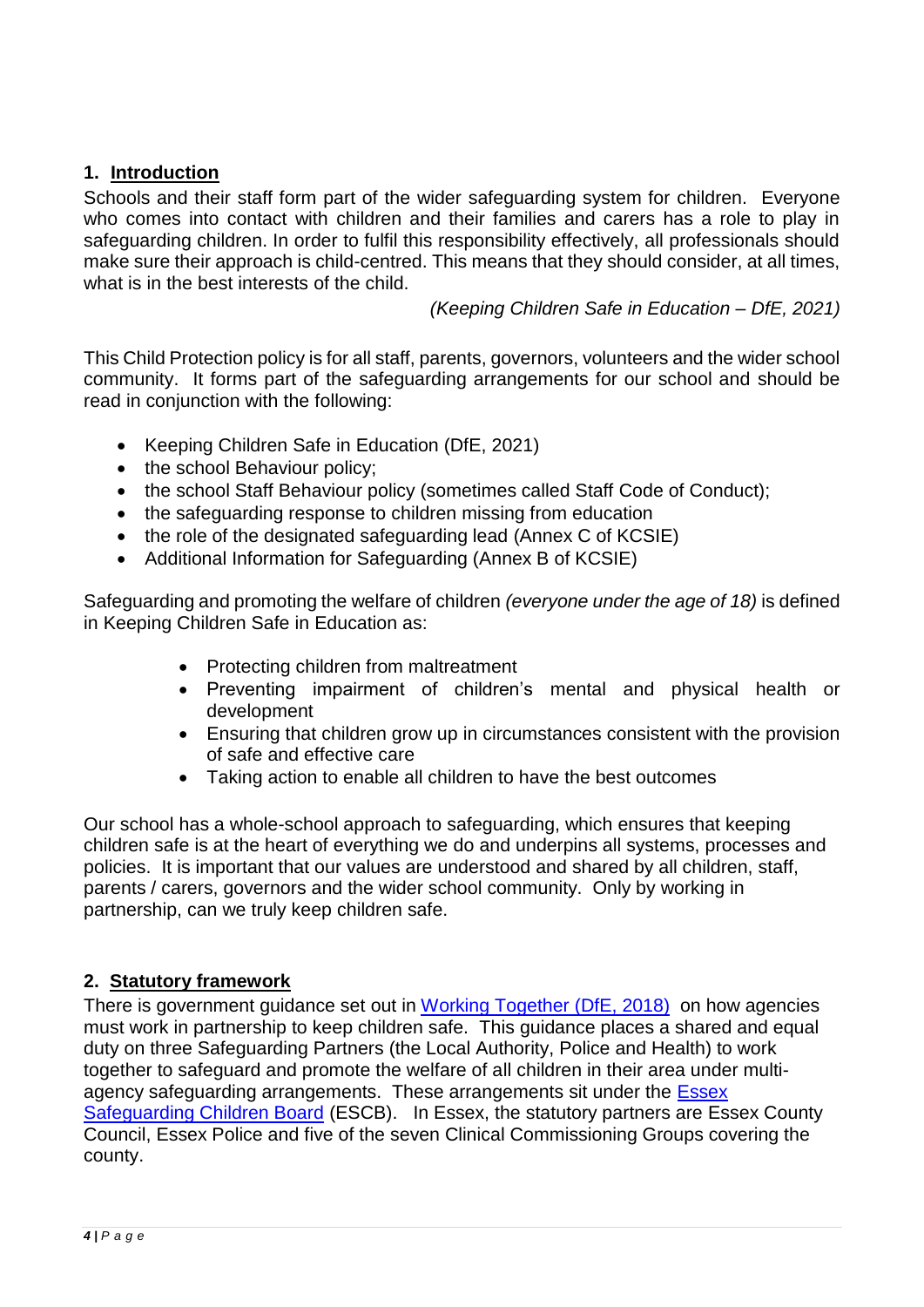## 1. Introduction

Schools and their staff form part of the wider safeguarding system for children. Everyone who comes into contact with children and their families and carers has a role to play in safeguarding children. In order to fulfil this responsibility effectively, all professionals should make sure their approach is child-centred. This means that they should consider, at all times, what is in the best interests of the child.

*(Keeping Children Safe in Education – DfE, 2021)*

This Child Protection policy is for all staff, parents, governors, volunteers and the wider school community. It forms part of the safeguarding arrangements for our school and should be read in conjunction with the following:

- Keeping Children Safe in Education (DfE, 2021)
- the school Behaviour policy;
- the school Staff Behaviour policy (sometimes called Staff Code of Conduct);
- the safeguarding response to children missing from education
- the role of the designated safeguarding lead (Annex C of KCSIE)
- Additional Information for Safeguarding (Annex B of KCSIE)

Safeguarding and promoting the welfare of children *(everyone under the age of 18)* is defined in Keeping Children Safe in Education as:

- Protecting children from maltreatment
- Preventing impairment of children's mental and physical health or development
- Ensuring that children grow up in circumstances consistent with the provision of safe and effective care
- Taking action to enable all children to have the best outcomes

Our school has a whole-school approach to safeguarding, which ensures that keeping children safe is at the heart of everything we do and underpins all systems, processes and policies. It is important that our values are understood and shared by all children, staff, parents / carers, governors and the wider school community. Only by working in partnership, can we truly keep children safe.

## 2. Statutory framework

There is government guidance set out in Working Together (DfE, 2018) on how agencies must work in partnership to keep children safe. This guidance places a shared and equal duty on three Safeguarding Partners (the Local Authority, Police and Health) to work together to safeguard and promote the welfare of all children in their area under multi-agency safeguarding arrangements. These arrangements sit under the Essex Safeguarding Children Board (ESCB). In Essex, the statutory partners are Essex County Council, Essex Police and five of the seven Clinical Commissioning Groups covering the county.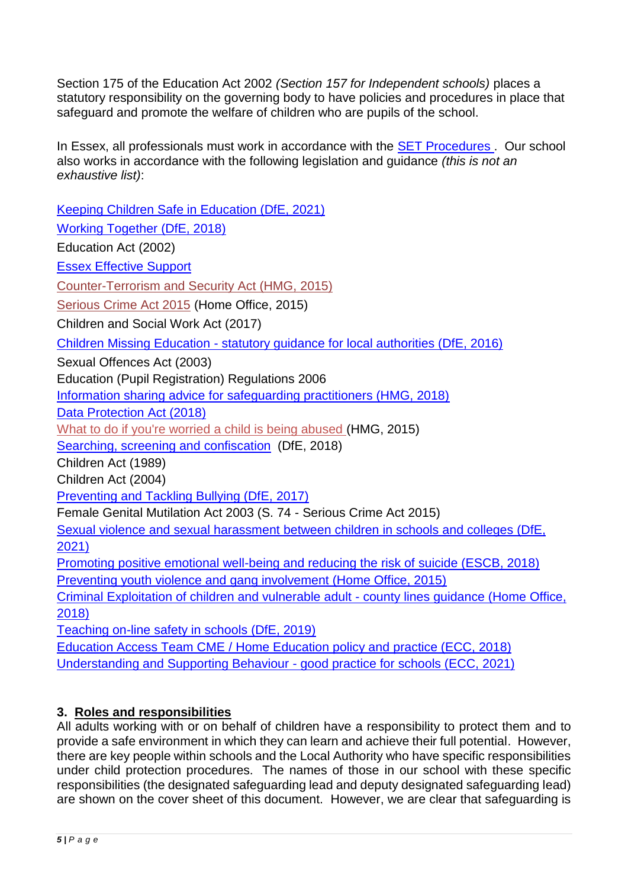Section 175 of the Education Act 2002 *(Section 157 for Independent schools)* places a statutory responsibility on the governing body to have policies and procedures in place that safeguard and promote the welfare of children who are pupils of the school.

In Essex, all professionals must work in accordance with the SET Procedures . Our school also works in accordance with the following legislation and guidance *(this is not an exhaustive list)*:

Keeping Children Safe in Education (DfE, 2021)
Working Together (DfE, 2018)
Education Act (2002)
Essex Effective Support
Counter-Terrorism and Security Act (HMG, 2015)
Serious Crime Act 2015 (Home Office, 2015)
Children and Social Work Act (2017)
Children Missing Education - statutory guidance for local authorities (DfE, 2016)
Sexual Offences Act (2003)
Education (Pupil Registration) Regulations 2006
Information sharing advice for safeguarding practitioners (HMG, 2018)
Data Protection Act (2018)
What to do if you're worried a child is being abused (HMG, 2015)
Searching, screening and confiscation (DfE, 2018)
Children Act (1989)
Children Act (2004)
Preventing and Tackling Bullying (DfE, 2017)
Female Genital Mutilation Act 2003 (S. 74 - Serious Crime Act 2015)
Sexual violence and sexual harassment between children in schools and colleges (DfE, 2021)
Promoting positive emotional well-being and reducing the risk of suicide (ESCB, 2018)
Preventing youth violence and gang involvement (Home Office, 2015)
Criminal Exploitation of children and vulnerable adult - county lines guidance (Home Office, 2018)
Teaching on-line safety in schools (DfE, 2019)
Education Access Team CME / Home Education policy and practice (ECC, 2018)
Understanding and Supporting Behaviour - good practice for schools (ECC, 2021)

## 3. Roles and responsibilities

All adults working with or on behalf of children have a responsibility to protect them and to provide a safe environment in which they can learn and achieve their full potential. However, there are key people within schools and the Local Authority who have specific responsibilities under child protection procedures. The names of those in our school with these specific responsibilities (the designated safeguarding lead and deputy designated safeguarding lead) are shown on the cover sheet of this document. However, we are clear that safeguarding is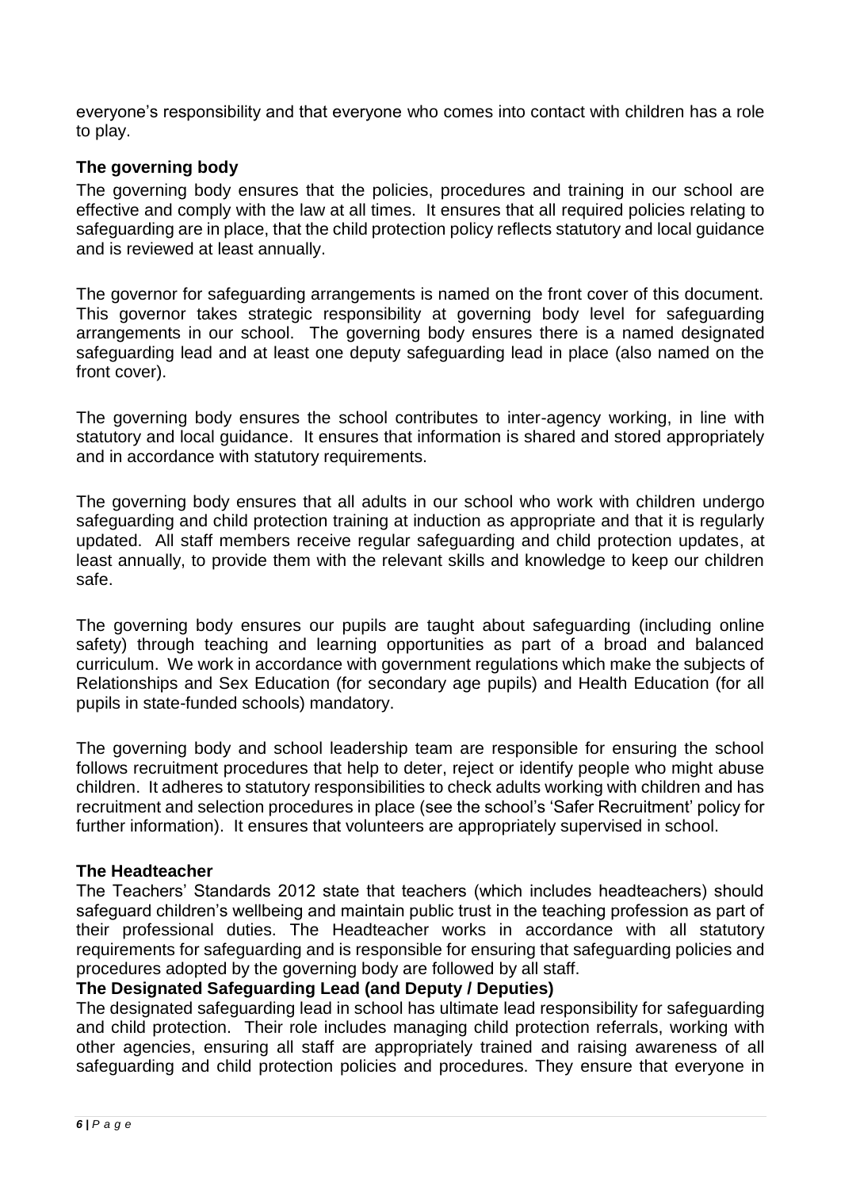everyone's responsibility and that everyone who comes into contact with children has a role to play.

### The governing body

The governing body ensures that the policies, procedures and training in our school are effective and comply with the law at all times. It ensures that all required policies relating to safeguarding are in place, that the child protection policy reflects statutory and local guidance and is reviewed at least annually.

The governor for safeguarding arrangements is named on the front cover of this document. This governor takes strategic responsibility at governing body level for safeguarding arrangements in our school. The governing body ensures there is a named designated safeguarding lead and at least one deputy safeguarding lead in place (also named on the front cover).

The governing body ensures the school contributes to inter-agency working, in line with statutory and local guidance. It ensures that information is shared and stored appropriately and in accordance with statutory requirements.

The governing body ensures that all adults in our school who work with children undergo safeguarding and child protection training at induction as appropriate and that it is regularly updated. All staff members receive regular safeguarding and child protection updates, at least annually, to provide them with the relevant skills and knowledge to keep our children safe.

The governing body ensures our pupils are taught about safeguarding (including online safety) through teaching and learning opportunities as part of a broad and balanced curriculum. We work in accordance with government regulations which make the subjects of Relationships and Sex Education (for secondary age pupils) and Health Education (for all pupils in state-funded schools) mandatory.

The governing body and school leadership team are responsible for ensuring the school follows recruitment procedures that help to deter, reject or identify people who might abuse children. It adheres to statutory responsibilities to check adults working with children and has recruitment and selection procedures in place (see the school's 'Safer Recruitment' policy for further information). It ensures that volunteers are appropriately supervised in school.

### The Headteacher

The Teachers' Standards 2012 state that teachers (which includes headteachers) should safeguard children's wellbeing and maintain public trust in the teaching profession as part of their professional duties. The Headteacher works in accordance with all statutory requirements for safeguarding and is responsible for ensuring that safeguarding policies and procedures adopted by the governing body are followed by all staff.

### The Designated Safeguarding Lead (and Deputy / Deputies)

The designated safeguarding lead in school has ultimate lead responsibility for safeguarding and child protection. Their role includes managing child protection referrals, working with other agencies, ensuring all staff are appropriately trained and raising awareness of all safeguarding and child protection policies and procedures. They ensure that everyone in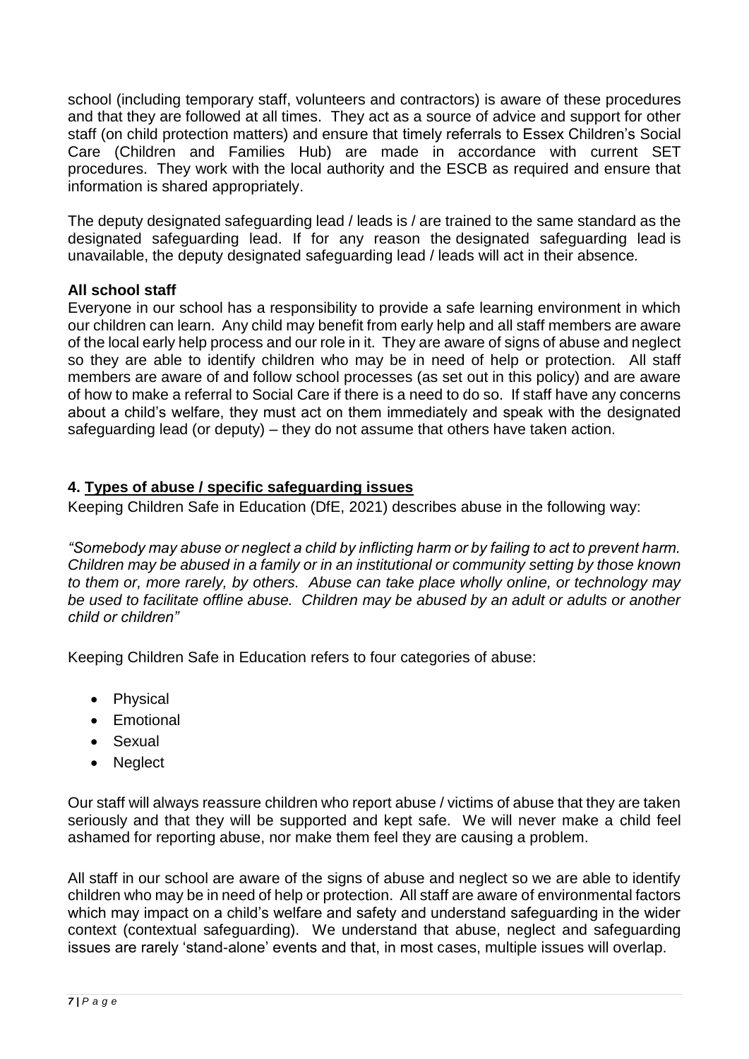school (including temporary staff, volunteers and contractors) is aware of these procedures and that they are followed at all times. They act as a source of advice and support for other staff (on child protection matters) and ensure that timely referrals to Essex Children's Social Care (Children and Families Hub) are made in accordance with current SET procedures. They work with the local authority and the ESCB as required and ensure that information is shared appropriately.

The deputy designated safeguarding lead / leads is / are trained to the same standard as the designated safeguarding lead. If for any reason the designated safeguarding lead is unavailable, the deputy designated safeguarding lead / leads will act in their absence.

**All school staff**

Everyone in our school has a responsibility to provide a safe learning environment in which our children can learn. Any child may benefit from early help and all staff members are aware of the local early help process and our role in it. They are aware of signs of abuse and neglect so they are able to identify children who may be in need of help or protection. All staff members are aware of and follow school processes (as set out in this policy) and are aware of how to make a referral to Social Care if there is a need to do so. If staff have any concerns about a child's welfare, they must act on them immediately and speak with the designated safeguarding lead (or deputy) – they do not assume that others have taken action.

## 4. Types of abuse / specific safeguarding issues

Keeping Children Safe in Education (DfE, 2021) describes abuse in the following way:

*"Somebody may abuse or neglect a child by inflicting harm or by failing to act to prevent harm. Children may be abused in a family or in an institutional or community setting by those known to them or, more rarely, by others. Abuse can take place wholly online, or technology may be used to facilitate offline abuse. Children may be abused by an adult or adults or another child or children"*

Keeping Children Safe in Education refers to four categories of abuse:

- Physical
- Emotional
- Sexual
- Neglect

Our staff will always reassure children who report abuse / victims of abuse that they are taken seriously and that they will be supported and kept safe. We will never make a child feel ashamed for reporting abuse, nor make them feel they are causing a problem.

All staff in our school are aware of the signs of abuse and neglect so we are able to identify children who may be in need of help or protection. All staff are aware of environmental factors which may impact on a child's welfare and safety and understand safeguarding in the wider context (contextual safeguarding). We understand that abuse, neglect and safeguarding issues are rarely 'stand-alone' events and that, in most cases, multiple issues will overlap.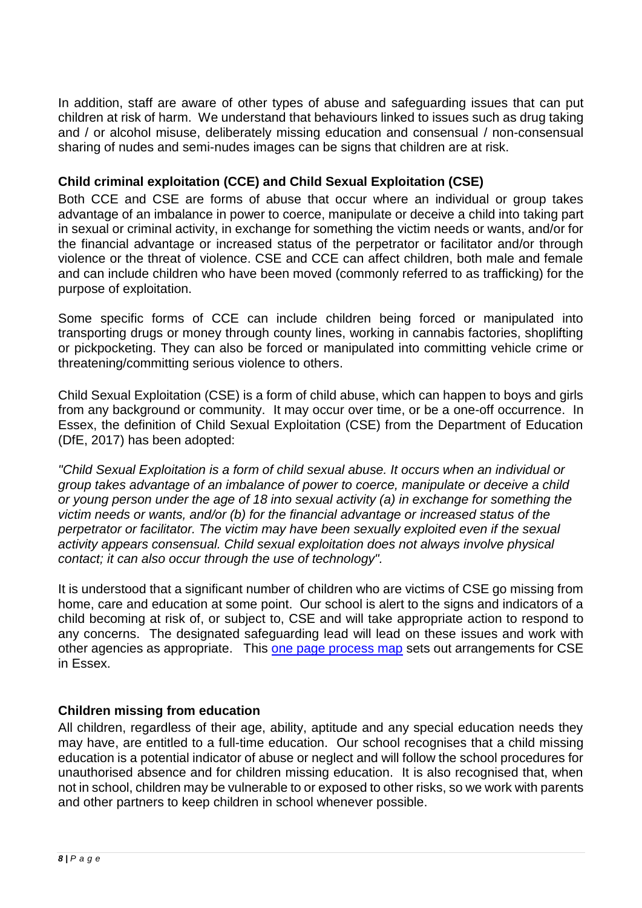In addition, staff are aware of other types of abuse and safeguarding issues that can put children at risk of harm. We understand that behaviours linked to issues such as drug taking and / or alcohol misuse, deliberately missing education and consensual / non-consensual sharing of nudes and semi-nudes images can be signs that children are at risk.

**Child criminal exploitation (CCE) and Child Sexual Exploitation (CSE)**

Both CCE and CSE are forms of abuse that occur where an individual or group takes advantage of an imbalance in power to coerce, manipulate or deceive a child into taking part in sexual or criminal activity, in exchange for something the victim needs or wants, and/or for the financial advantage or increased status of the perpetrator or facilitator and/or through violence or the threat of violence. CSE and CCE can affect children, both male and female and can include children who have been moved (commonly referred to as trafficking) for the purpose of exploitation.

Some specific forms of CCE can include children being forced or manipulated into transporting drugs or money through county lines, working in cannabis factories, shoplifting or pickpocketing. They can also be forced or manipulated into committing vehicle crime or threatening/committing serious violence to others.

Child Sexual Exploitation (CSE) is a form of child abuse, which can happen to boys and girls from any background or community. It may occur over time, or be a one-off occurrence. In Essex, the definition of Child Sexual Exploitation (CSE) from the Department of Education (DfE, 2017) has been adopted:

*"Child Sexual Exploitation is a form of child sexual abuse. It occurs when an individual or group takes advantage of an imbalance of power to coerce, manipulate or deceive a child or young person under the age of 18 into sexual activity (a) in exchange for something the victim needs or wants, and/or (b) for the financial advantage or increased status of the perpetrator or facilitator. The victim may have been sexually exploited even if the sexual activity appears consensual. Child sexual exploitation does not always involve physical contact; it can also occur through the use of technology".*

It is understood that a significant number of children who are victims of CSE go missing from home, care and education at some point. Our school is alert to the signs and indicators of a child becoming at risk of, or subject to, CSE and will take appropriate action to respond to any concerns. The designated safeguarding lead will lead on these issues and work with other agencies as appropriate. This one page process map sets out arrangements for CSE in Essex.

**Children missing from education**

All children, regardless of their age, ability, aptitude and any special education needs they may have, are entitled to a full-time education. Our school recognises that a child missing education is a potential indicator of abuse or neglect and will follow the school procedures for unauthorised absence and for children missing education. It is also recognised that, when not in school, children may be vulnerable to or exposed to other risks, so we work with parents and other partners to keep children in school whenever possible.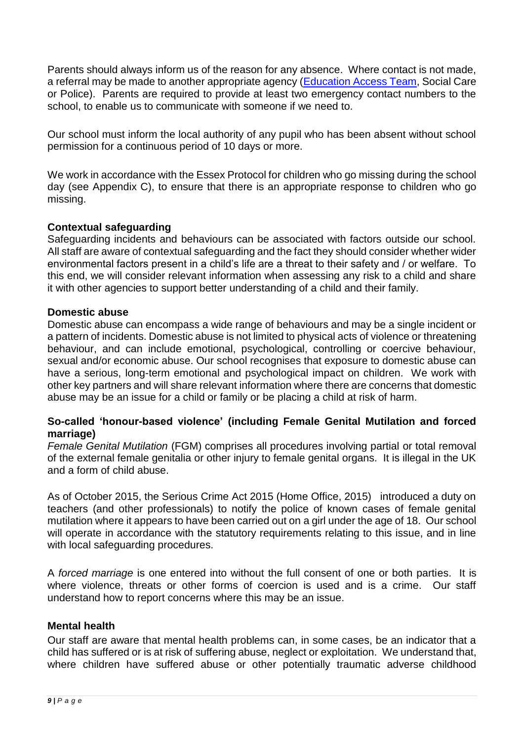Parents should always inform us of the reason for any absence. Where contact is not made, a referral may be made to another appropriate agency (Education Access Team, Social Care or Police). Parents are required to provide at least two emergency contact numbers to the school, to enable us to communicate with someone if we need to.

Our school must inform the local authority of any pupil who has been absent without school permission for a continuous period of 10 days or more.

We work in accordance with the Essex Protocol for children who go missing during the school day (see Appendix C), to ensure that there is an appropriate response to children who go missing.

**Contextual safeguarding**

Safeguarding incidents and behaviours can be associated with factors outside our school. All staff are aware of contextual safeguarding and the fact they should consider whether wider environmental factors present in a child's life are a threat to their safety and / or welfare. To this end, we will consider relevant information when assessing any risk to a child and share it with other agencies to support better understanding of a child and their family.

**Domestic abuse**

Domestic abuse can encompass a wide range of behaviours and may be a single incident or a pattern of incidents. Domestic abuse is not limited to physical acts of violence or threatening behaviour, and can include emotional, psychological, controlling or coercive behaviour, sexual and/or economic abuse. Our school recognises that exposure to domestic abuse can have a serious, long-term emotional and psychological impact on children. We work with other key partners and will share relevant information where there are concerns that domestic abuse may be an issue for a child or family or be placing a child at risk of harm.

**So-called 'honour-based violence' (including Female Genital Mutilation and forced marriage)**

*Female Genital Mutilation* (FGM) comprises all procedures involving partial or total removal of the external female genitalia or other injury to female genital organs. It is illegal in the UK and a form of child abuse.

As of October 2015, the Serious Crime Act 2015 (Home Office, 2015) introduced a duty on teachers (and other professionals) to notify the police of known cases of female genital mutilation where it appears to have been carried out on a girl under the age of 18. Our school will operate in accordance with the statutory requirements relating to this issue, and in line with local safeguarding procedures.

A *forced marriage* is one entered into without the full consent of one or both parties. It is where violence, threats or other forms of coercion is used and is a crime. Our staff understand how to report concerns where this may be an issue.

**Mental health**

Our staff are aware that mental health problems can, in some cases, be an indicator that a child has suffered or is at risk of suffering abuse, neglect or exploitation. We understand that, where children have suffered abuse or other potentially traumatic adverse childhood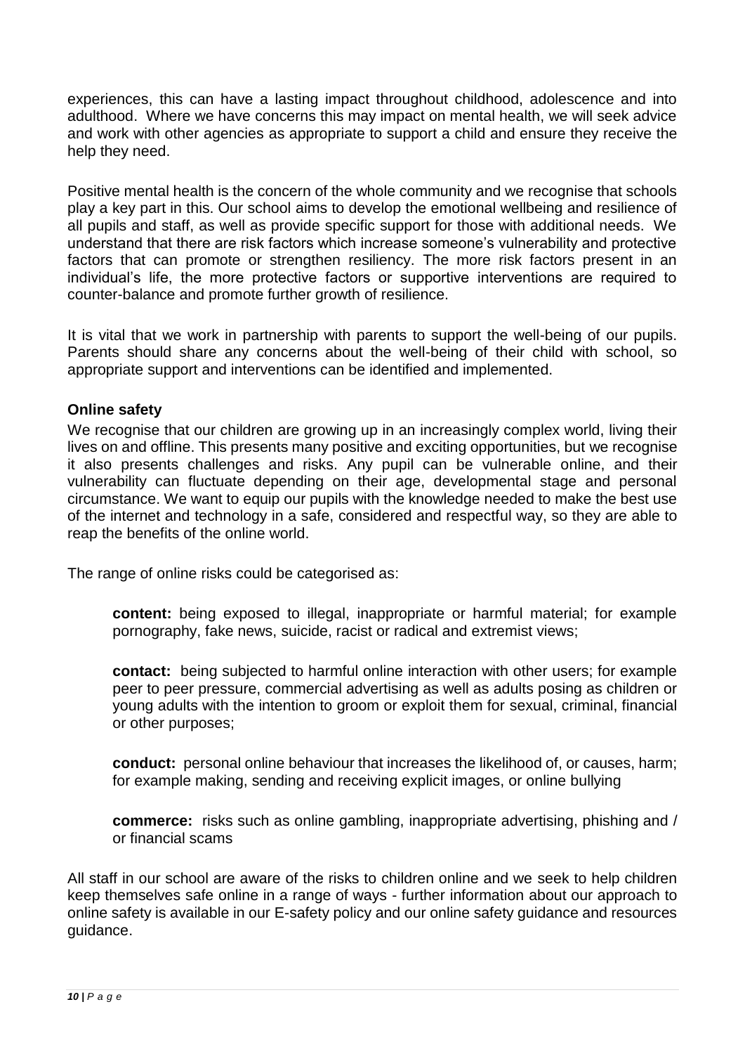experiences, this can have a lasting impact throughout childhood, adolescence and into adulthood. Where we have concerns this may impact on mental health, we will seek advice and work with other agencies as appropriate to support a child and ensure they receive the help they need.

Positive mental health is the concern of the whole community and we recognise that schools play a key part in this. Our school aims to develop the emotional wellbeing and resilience of all pupils and staff, as well as provide specific support for those with additional needs. We understand that there are risk factors which increase someone's vulnerability and protective factors that can promote or strengthen resiliency. The more risk factors present in an individual's life, the more protective factors or supportive interventions are required to counter-balance and promote further growth of resilience.

It is vital that we work in partnership with parents to support the well-being of our pupils. Parents should share any concerns about the well-being of their child with school, so appropriate support and interventions can be identified and implemented.

**Online safety**

We recognise that our children are growing up in an increasingly complex world, living their lives on and offline. This presents many positive and exciting opportunities, but we recognise it also presents challenges and risks. Any pupil can be vulnerable online, and their vulnerability can fluctuate depending on their age, developmental stage and personal circumstance. We want to equip our pupils with the knowledge needed to make the best use of the internet and technology in a safe, considered and respectful way, so they are able to reap the benefits of the online world.

The range of online risks could be categorised as:

**content:** being exposed to illegal, inappropriate or harmful material; for example pornography, fake news, suicide, racist or radical and extremist views;

**contact:** being subjected to harmful online interaction with other users; for example peer to peer pressure, commercial advertising as well as adults posing as children or young adults with the intention to groom or exploit them for sexual, criminal, financial or other purposes;

**conduct:** personal online behaviour that increases the likelihood of, or causes, harm; for example making, sending and receiving explicit images, or online bullying

**commerce:** risks such as online gambling, inappropriate advertising, phishing and / or financial scams

All staff in our school are aware of the risks to children online and we seek to help children keep themselves safe online in a range of ways - further information about our approach to online safety is available in our E-safety policy and our online safety guidance and resources guidance.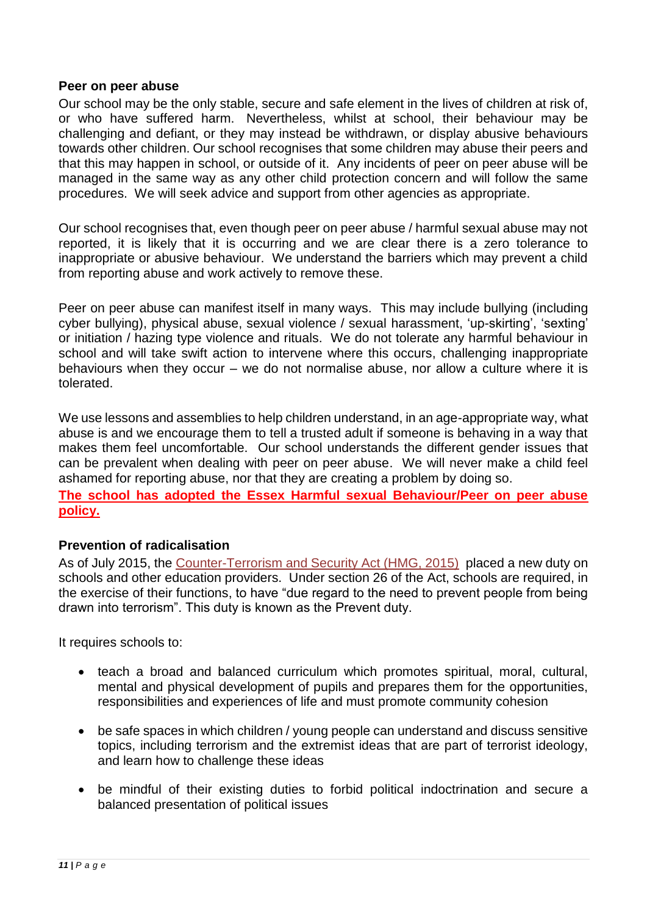**Peer on peer abuse**

Our school may be the only stable, secure and safe element in the lives of children at risk of, or who have suffered harm. Nevertheless, whilst at school, their behaviour may be challenging and defiant, or they may instead be withdrawn, or display abusive behaviours towards other children. Our school recognises that some children may abuse their peers and that this may happen in school, or outside of it. Any incidents of peer on peer abuse will be managed in the same way as any other child protection concern and will follow the same procedures. We will seek advice and support from other agencies as appropriate.

Our school recognises that, even though peer on peer abuse / harmful sexual abuse may not reported, it is likely that it is occurring and we are clear there is a zero tolerance to inappropriate or abusive behaviour. We understand the barriers which may prevent a child from reporting abuse and work actively to remove these.

Peer on peer abuse can manifest itself in many ways. This may include bullying (including cyber bullying), physical abuse, sexual violence / sexual harassment, 'up-skirting', 'sexting' or initiation / hazing type violence and rituals. We do not tolerate any harmful behaviour in school and will take swift action to intervene where this occurs, challenging inappropriate behaviours when they occur – we do not normalise abuse, nor allow a culture where it is tolerated.

We use lessons and assemblies to help children understand, in an age-appropriate way, what abuse is and we encourage them to tell a trusted adult if someone is behaving in a way that makes them feel uncomfortable. Our school understands the different gender issues that can be prevalent when dealing with peer on peer abuse. We will never make a child feel ashamed for reporting abuse, nor that they are creating a problem by doing so.

**The school has adopted the Essex Harmful sexual Behaviour/Peer on peer abuse policy.**

**Prevention of radicalisation**

As of July 2015, the Counter-Terrorism and Security Act (HMG, 2015) placed a new duty on schools and other education providers. Under section 26 of the Act, schools are required, in the exercise of their functions, to have "due regard to the need to prevent people from being drawn into terrorism". This duty is known as the Prevent duty.

It requires schools to:

- teach a broad and balanced curriculum which promotes spiritual, moral, cultural, mental and physical development of pupils and prepares them for the opportunities, responsibilities and experiences of life and must promote community cohesion
- be safe spaces in which children / young people can understand and discuss sensitive topics, including terrorism and the extremist ideas that are part of terrorist ideology, and learn how to challenge these ideas
- be mindful of their existing duties to forbid political indoctrination and secure a balanced presentation of political issues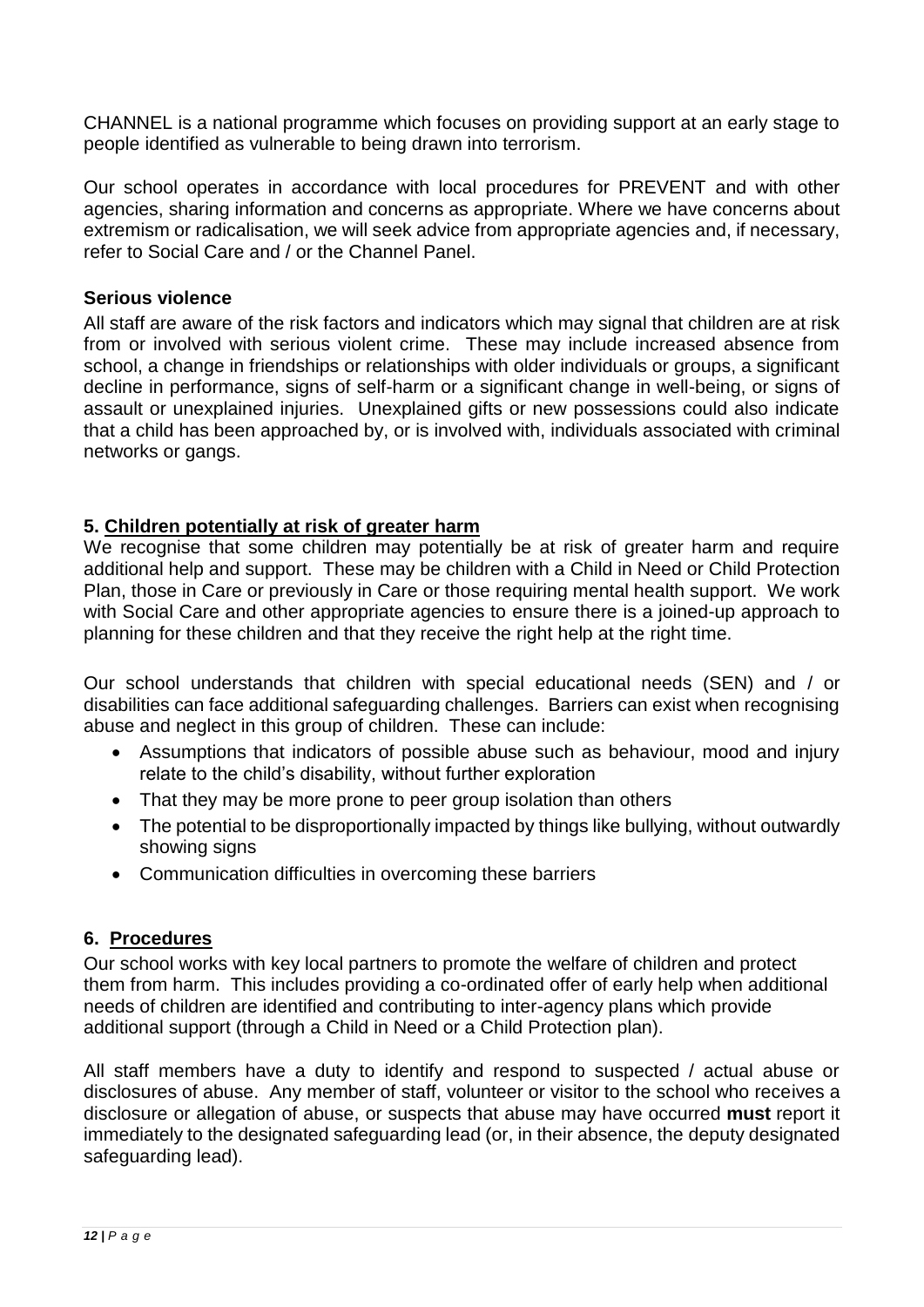CHANNEL is a national programme which focuses on providing support at an early stage to people identified as vulnerable to being drawn into terrorism.

Our school operates in accordance with local procedures for PREVENT and with other agencies, sharing information and concerns as appropriate. Where we have concerns about extremism or radicalisation, we will seek advice from appropriate agencies and, if necessary, refer to Social Care and / or the Channel Panel.

### Serious violence

All staff are aware of the risk factors and indicators which may signal that children are at risk from or involved with serious violent crime. These may include increased absence from school, a change in friendships or relationships with older individuals or groups, a significant decline in performance, signs of self-harm or a significant change in well-being, or signs of assault or unexplained injuries. Unexplained gifts or new possessions could also indicate that a child has been approached by, or is involved with, individuals associated with criminal networks or gangs.

## 5. Children potentially at risk of greater harm

We recognise that some children may potentially be at risk of greater harm and require additional help and support. These may be children with a Child in Need or Child Protection Plan, those in Care or previously in Care or those requiring mental health support. We work with Social Care and other appropriate agencies to ensure there is a joined-up approach to planning for these children and that they receive the right help at the right time.

Our school understands that children with special educational needs (SEN) and / or disabilities can face additional safeguarding challenges. Barriers can exist when recognising abuse and neglect in this group of children. These can include:

- Assumptions that indicators of possible abuse such as behaviour, mood and injury relate to the child's disability, without further exploration
- That they may be more prone to peer group isolation than others
- The potential to be disproportionally impacted by things like bullying, without outwardly showing signs
- Communication difficulties in overcoming these barriers

## 6. Procedures

Our school works with key local partners to promote the welfare of children and protect them from harm. This includes providing a co-ordinated offer of early help when additional needs of children are identified and contributing to inter-agency plans which provide additional support (through a Child in Need or a Child Protection plan).

All staff members have a duty to identify and respond to suspected / actual abuse or disclosures of abuse. Any member of staff, volunteer or visitor to the school who receives a disclosure or allegation of abuse, or suspects that abuse may have occurred **must** report it immediately to the designated safeguarding lead (or, in their absence, the deputy designated safeguarding lead).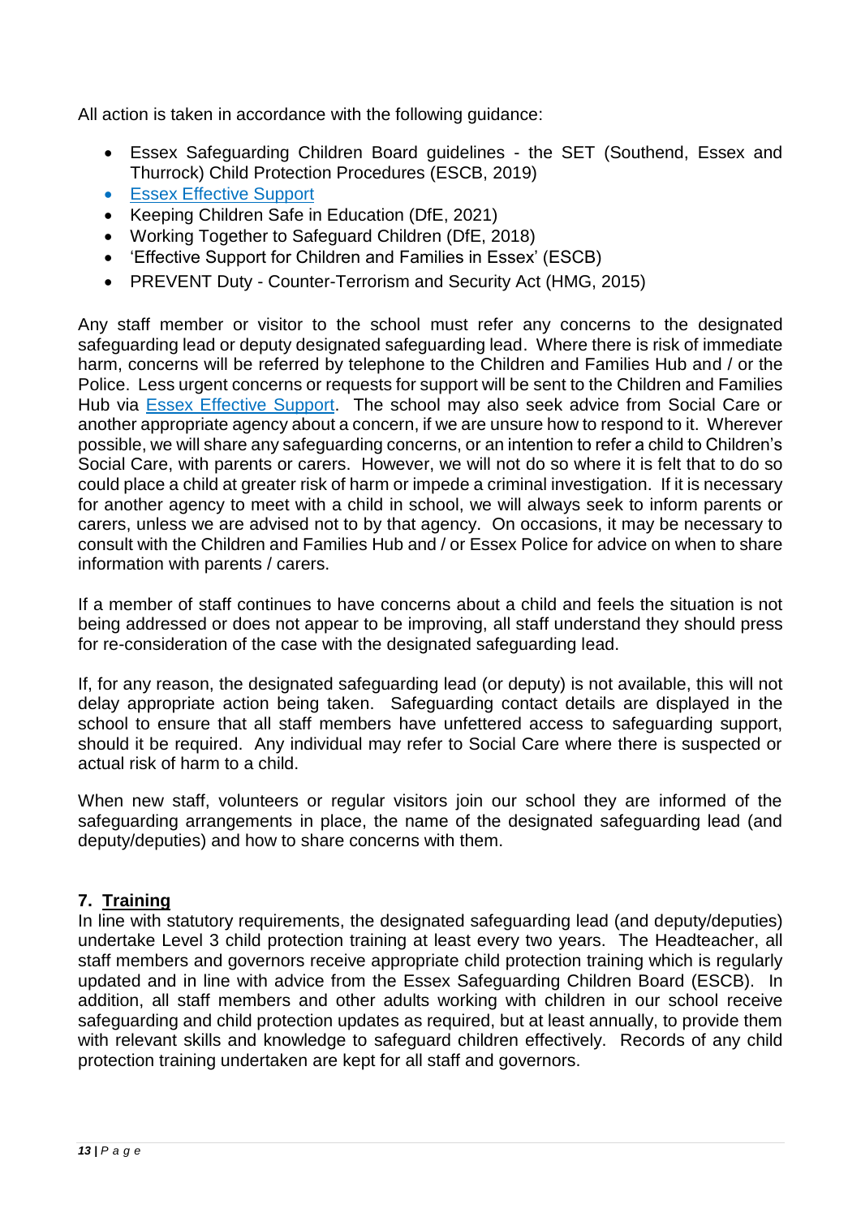All action is taken in accordance with the following guidance:

- Essex Safeguarding Children Board guidelines - the SET (Southend, Essex and Thurrock) Child Protection Procedures (ESCB, 2019)
- [Essex Effective Support](#)
- Keeping Children Safe in Education (DfE, 2021)
- Working Together to Safeguard Children (DfE, 2018)
- 'Effective Support for Children and Families in Essex' (ESCB)
- PREVENT Duty - Counter-Terrorism and Security Act (HMG, 2015)

Any staff member or visitor to the school must refer any concerns to the designated safeguarding lead or deputy designated safeguarding lead. Where there is risk of immediate harm, concerns will be referred by telephone to the Children and Families Hub and / or the Police. Less urgent concerns or requests for support will be sent to the Children and Families Hub via [Essex Effective Support](#). The school may also seek advice from Social Care or another appropriate agency about a concern, if we are unsure how to respond to it. Wherever possible, we will share any safeguarding concerns, or an intention to refer a child to Children's Social Care, with parents or carers. However, we will not do so where it is felt that to do so could place a child at greater risk of harm or impede a criminal investigation. If it is necessary for another agency to meet with a child in school, we will always seek to inform parents or carers, unless we are advised not to by that agency. On occasions, it may be necessary to consult with the Children and Families Hub and / or Essex Police for advice on when to share information with parents / carers.

If a member of staff continues to have concerns about a child and feels the situation is not being addressed or does not appear to be improving, all staff understand they should press for re-consideration of the case with the designated safeguarding lead.

If, for any reason, the designated safeguarding lead (or deputy) is not available, this will not delay appropriate action being taken. Safeguarding contact details are displayed in the school to ensure that all staff members have unfettered access to safeguarding support, should it be required. Any individual may refer to Social Care where there is suspected or actual risk of harm to a child.

When new staff, volunteers or regular visitors join our school they are informed of the safeguarding arrangements in place, the name of the designated safeguarding lead (and deputy/deputies) and how to share concerns with them.

## 7. Training

In line with statutory requirements, the designated safeguarding lead (and deputy/deputies) undertake Level 3 child protection training at least every two years. The Headteacher, all staff members and governors receive appropriate child protection training which is regularly updated and in line with advice from the Essex Safeguarding Children Board (ESCB). In addition, all staff members and other adults working with children in our school receive safeguarding and child protection updates as required, but at least annually, to provide them with relevant skills and knowledge to safeguard children effectively. Records of any child protection training undertaken are kept for all staff and governors.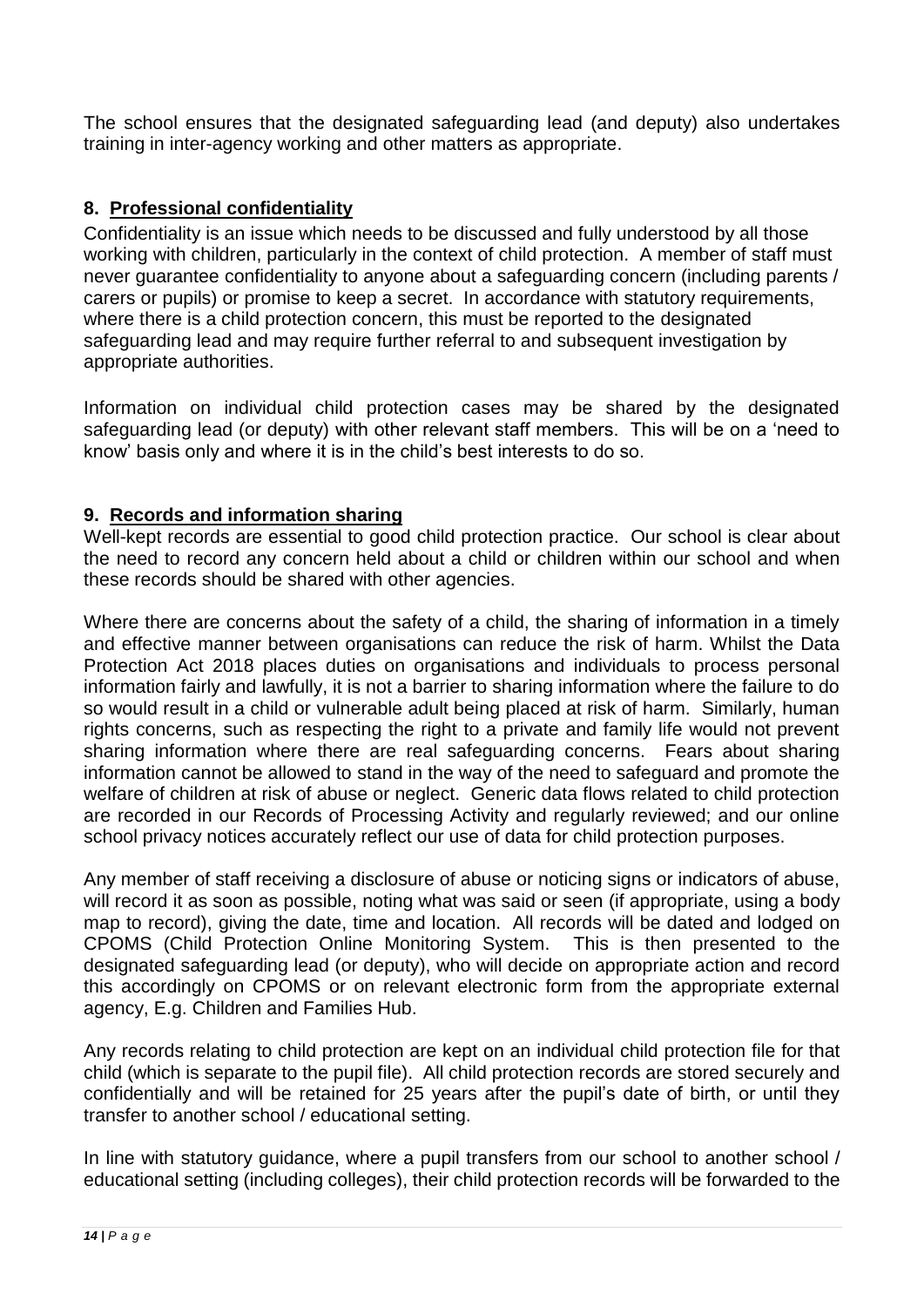The school ensures that the designated safeguarding lead (and deputy) also undertakes training in inter-agency working and other matters as appropriate.

## 8. Professional confidentiality

Confidentiality is an issue which needs to be discussed and fully understood by all those working with children, particularly in the context of child protection. A member of staff must never guarantee confidentiality to anyone about a safeguarding concern (including parents / carers or pupils) or promise to keep a secret. In accordance with statutory requirements, where there is a child protection concern, this must be reported to the designated safeguarding lead and may require further referral to and subsequent investigation by appropriate authorities.

Information on individual child protection cases may be shared by the designated safeguarding lead (or deputy) with other relevant staff members. This will be on a 'need to know' basis only and where it is in the child's best interests to do so.

## 9. Records and information sharing

Well-kept records are essential to good child protection practice. Our school is clear about the need to record any concern held about a child or children within our school and when these records should be shared with other agencies.

Where there are concerns about the safety of a child, the sharing of information in a timely and effective manner between organisations can reduce the risk of harm. Whilst the Data Protection Act 2018 places duties on organisations and individuals to process personal information fairly and lawfully, it is not a barrier to sharing information where the failure to do so would result in a child or vulnerable adult being placed at risk of harm. Similarly, human rights concerns, such as respecting the right to a private and family life would not prevent sharing information where there are real safeguarding concerns. Fears about sharing information cannot be allowed to stand in the way of the need to safeguard and promote the welfare of children at risk of abuse or neglect. Generic data flows related to child protection are recorded in our Records of Processing Activity and regularly reviewed; and our online school privacy notices accurately reflect our use of data for child protection purposes.

Any member of staff receiving a disclosure of abuse or noticing signs or indicators of abuse, will record it as soon as possible, noting what was said or seen (if appropriate, using a body map to record), giving the date, time and location. All records will be dated and lodged on CPOMS (Child Protection Online Monitoring System. This is then presented to the designated safeguarding lead (or deputy), who will decide on appropriate action and record this accordingly on CPOMS or on relevant electronic form from the appropriate external agency, E.g. Children and Families Hub.

Any records relating to child protection are kept on an individual child protection file for that child (which is separate to the pupil file). All child protection records are stored securely and confidentially and will be retained for 25 years after the pupil's date of birth, or until they transfer to another school / educational setting.

In line with statutory guidance, where a pupil transfers from our school to another school / educational setting (including colleges), their child protection records will be forwarded to the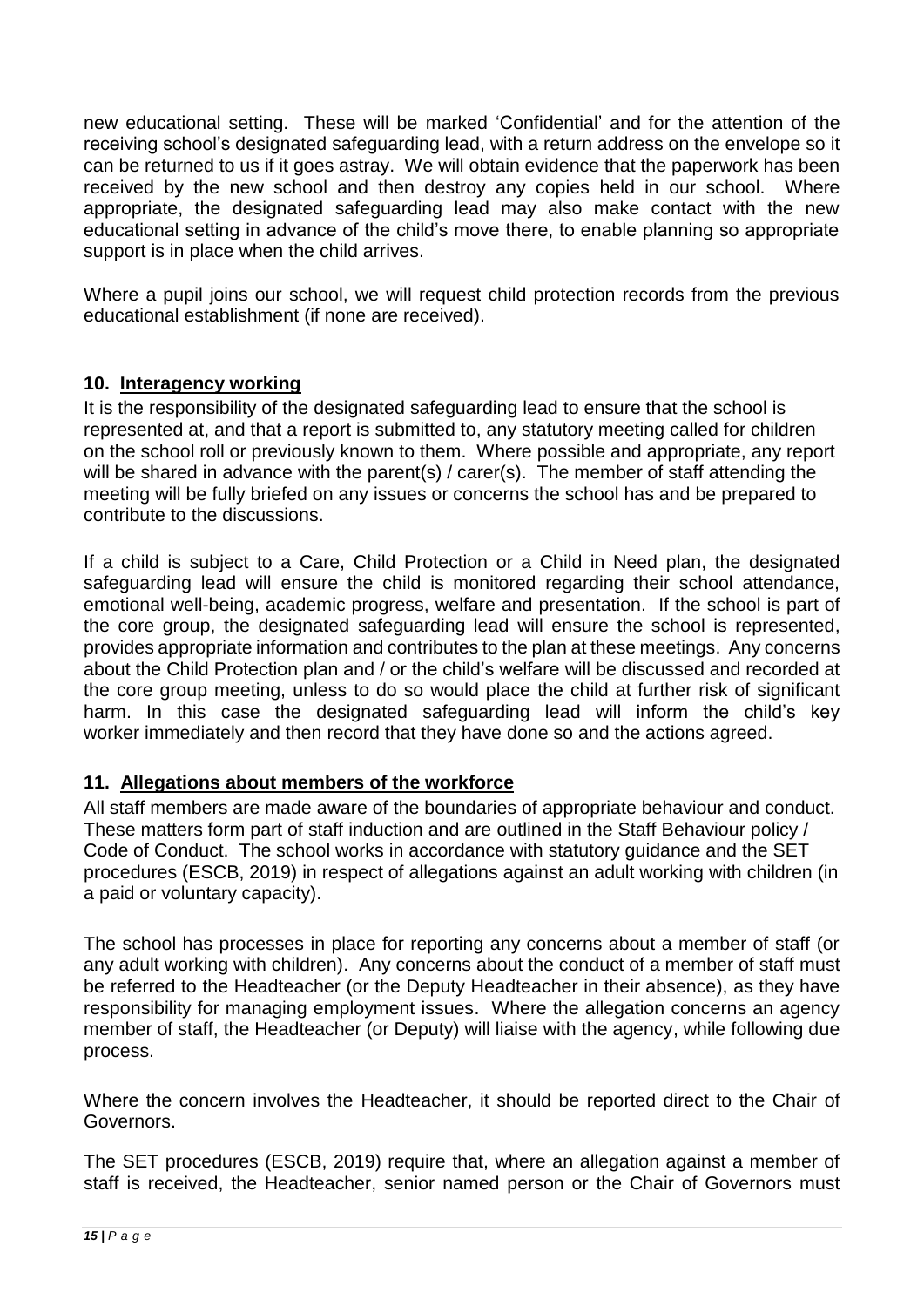new educational setting. These will be marked 'Confidential' and for the attention of the receiving school's designated safeguarding lead, with a return address on the envelope so it can be returned to us if it goes astray. We will obtain evidence that the paperwork has been received by the new school and then destroy any copies held in our school. Where appropriate, the designated safeguarding lead may also make contact with the new educational setting in advance of the child's move there, to enable planning so appropriate support is in place when the child arrives.

Where a pupil joins our school, we will request child protection records from the previous educational establishment (if none are received).

## 10. Interagency working

It is the responsibility of the designated safeguarding lead to ensure that the school is represented at, and that a report is submitted to, any statutory meeting called for children on the school roll or previously known to them. Where possible and appropriate, any report will be shared in advance with the parent(s) / carer(s). The member of staff attending the meeting will be fully briefed on any issues or concerns the school has and be prepared to contribute to the discussions.

If a child is subject to a Care, Child Protection or a Child in Need plan, the designated safeguarding lead will ensure the child is monitored regarding their school attendance, emotional well-being, academic progress, welfare and presentation. If the school is part of the core group, the designated safeguarding lead will ensure the school is represented, provides appropriate information and contributes to the plan at these meetings. Any concerns about the Child Protection plan and / or the child's welfare will be discussed and recorded at the core group meeting, unless to do so would place the child at further risk of significant harm. In this case the designated safeguarding lead will inform the child's key worker immediately and then record that they have done so and the actions agreed.

## 11. Allegations about members of the workforce

All staff members are made aware of the boundaries of appropriate behaviour and conduct. These matters form part of staff induction and are outlined in the Staff Behaviour policy / Code of Conduct. The school works in accordance with statutory guidance and the SET procedures (ESCB, 2019) in respect of allegations against an adult working with children (in a paid or voluntary capacity).

The school has processes in place for reporting any concerns about a member of staff (or any adult working with children). Any concerns about the conduct of a member of staff must be referred to the Headteacher (or the Deputy Headteacher in their absence), as they have responsibility for managing employment issues. Where the allegation concerns an agency member of staff, the Headteacher (or Deputy) will liaise with the agency, while following due process.

Where the concern involves the Headteacher, it should be reported direct to the Chair of Governors.

The SET procedures (ESCB, 2019) require that, where an allegation against a member of staff is received, the Headteacher, senior named person or the Chair of Governors must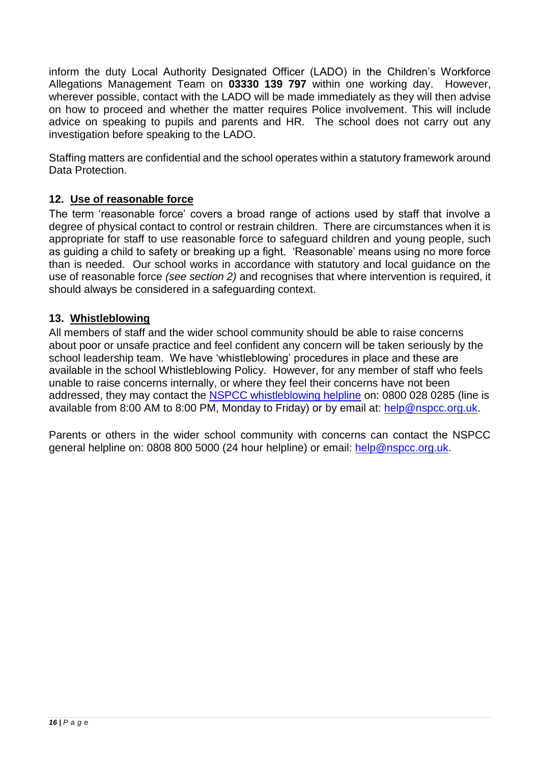inform the duty Local Authority Designated Officer (LADO) in the Children's Workforce Allegations Management Team on **03330 139 797** within one working day. However, wherever possible, contact with the LADO will be made immediately as they will then advise on how to proceed and whether the matter requires Police involvement. This will include advice on speaking to pupils and parents and HR. The school does not carry out any investigation before speaking to the LADO.

Staffing matters are confidential and the school operates within a statutory framework around Data Protection.

## 12. Use of reasonable force

The term 'reasonable force' covers a broad range of actions used by staff that involve a degree of physical contact to control or restrain children. There are circumstances when it is appropriate for staff to use reasonable force to safeguard children and young people, such as guiding a child to safety or breaking up a fight. 'Reasonable' means using no more force than is needed. Our school works in accordance with statutory and local guidance on the use of reasonable force *(see section 2)* and recognises that where intervention is required, it should always be considered in a safeguarding context.

## 13. Whistleblowing

All members of staff and the wider school community should be able to raise concerns about poor or unsafe practice and feel confident any concern will be taken seriously by the school leadership team. We have 'whistleblowing' procedures in place and these are available in the school Whistleblowing Policy. However, for any member of staff who feels unable to raise concerns internally, or where they feel their concerns have not been addressed, they may contact the NSPCC whistleblowing helpline on: 0800 028 0285 (line is available from 8:00 AM to 8:00 PM, Monday to Friday) or by email at: help@nspcc.org.uk.

Parents or others in the wider school community with concerns can contact the NSPCC general helpline on: 0808 800 5000 (24 hour helpline) or email: help@nspcc.org.uk.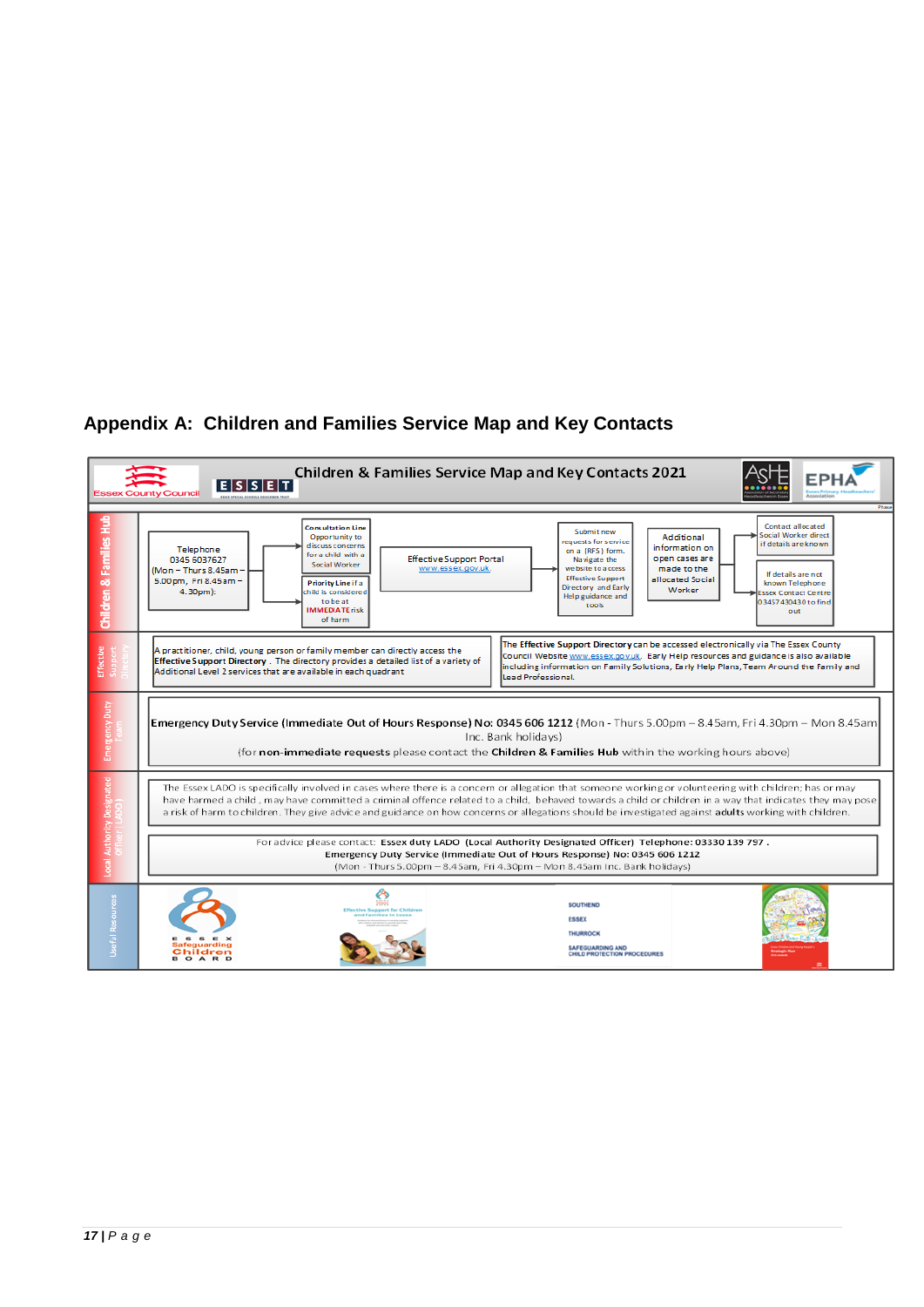## Appendix A: Children and Families Service Map and Key Contacts

**Children & Families Service Map and Key Contacts 2021**

### Children & Families Hub

Telephone 0345 6037627 (Mon – Thurs 8.45am – 5.00pm, Fri 8.45am – 4.30pm):

- **Consultation Line** Opportunity to discuss concerns for a child with a Social Worker
- **Priority Line** if a child is considered to be at **IMMEDIATE** risk of harm

Effective Support Portal www.essex.gov.uk

Submit new requests for service on a (RFS) form. Navigate the website to access Effective Support Directory and Early Help guidance and tools

Additional information on open cases are made to the allocated Social Worker

- Contact allocated Social Worker direct if details are known
- If details are not known Telephone Essex Contact Centre 03457 430430 to find out

### Effective Support Directory

A practitioner, child, young person or family member can directly access the **Effective Support Directory**. The directory provides a detailed list of a variety of Additional Level 2 services that are available in each quadrant

**The Effective Support Directory** can be accessed electronically via The Essex County Council Website www.essex.gov.uk. Early Help resources and guidance is also available including information on Family Solutions, Early Help Plans, Team Around the Family and Lead Professional.

### Emergency Duty Team

**Emergency Duty Service (Immediate Out of Hours Response) No: 0345 606 1212** (Mon - Thurs 5.00pm – 8.45am, Fri 4.30pm – Mon 8.45am Inc. Bank holidays)

(for **non-immediate requests** please contact the **Children & Families Hub** within the working hours above)

### Local Authority Designated Officer (LADO)

The Essex LADO is specifically involved in cases where there is a concern or allegation that someone working or volunteering with children; has or may have harmed a child, may have committed a criminal offence related to a child, behaved towards a child or children in a way that indicates they may pose a risk of harm to children. They give advice and guidance on how concerns or allegations should be investigated against **adults** working with children.

For advice please contact: **Essex duty LADO (Local Authority Designated Officer) Telephone: 03330 139 797**.
**Emergency Duty Service (Immediate Out of Hours Response) No: 0345 606 1212**
(Mon - Thurs 5.00pm – 8.45am, Fri 4.30pm – Mon 8.45am Inc. Bank holidays)

### Useful Resources

- Essex Safeguarding Children Board
- Effective Support for Children and Families in Essex
- Southend Essex Thurrock Safeguarding and Child Protection Procedures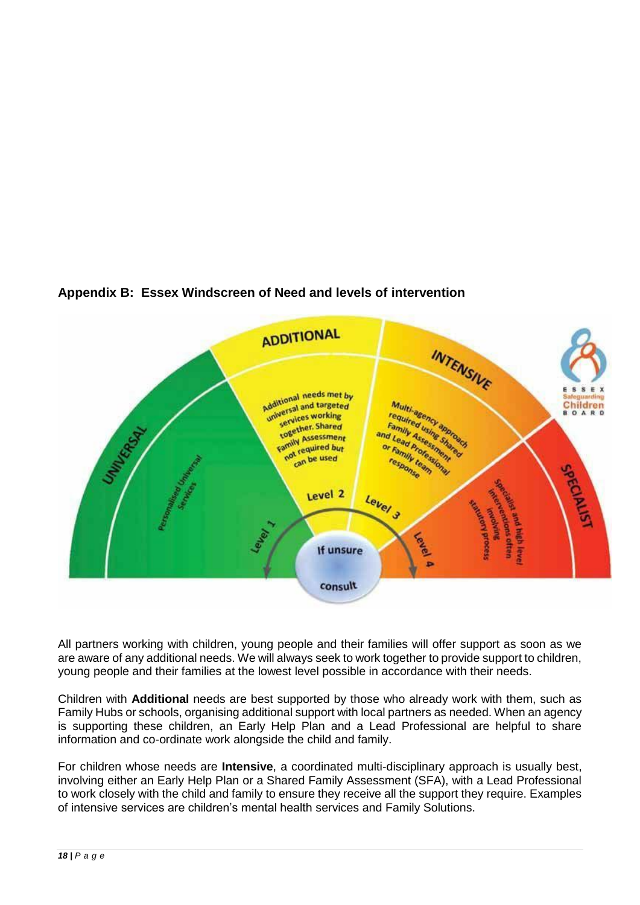**Appendix B: Essex Windscreen of Need and levels of intervention**

UNIVERSAL

Personalised Universal Services

ADDITIONAL

Additional needs met by universal and targeted services working together. Shared Family Assessment not required but can be used

INTENSIVE

Multi-agency approach required using Shared Family Assessment and Lead Professional or Family team response

SPECIALIST

Specialist and high level interventions often involving statutory process

Level 1

Level 2

Level 3

Level 4

If unsure consult

ESSEX Safeguarding Children BOARD

All partners working with children, young people and their families will offer support as soon as we are aware of any additional needs. We will always seek to work together to provide support to children, young people and their families at the lowest level possible in accordance with their needs.

Children with **Additional** needs are best supported by those who already work with them, such as Family Hubs or schools, organising additional support with local partners as needed. When an agency is supporting these children, an Early Help Plan and a Lead Professional are helpful to share information and co-ordinate work alongside the child and family.

For children whose needs are **Intensive**, a coordinated multi-disciplinary approach is usually best, involving either an Early Help Plan or a Shared Family Assessment (SFA), with a Lead Professional to work closely with the child and family to ensure they receive all the support they require. Examples of intensive services are children's mental health services and Family Solutions.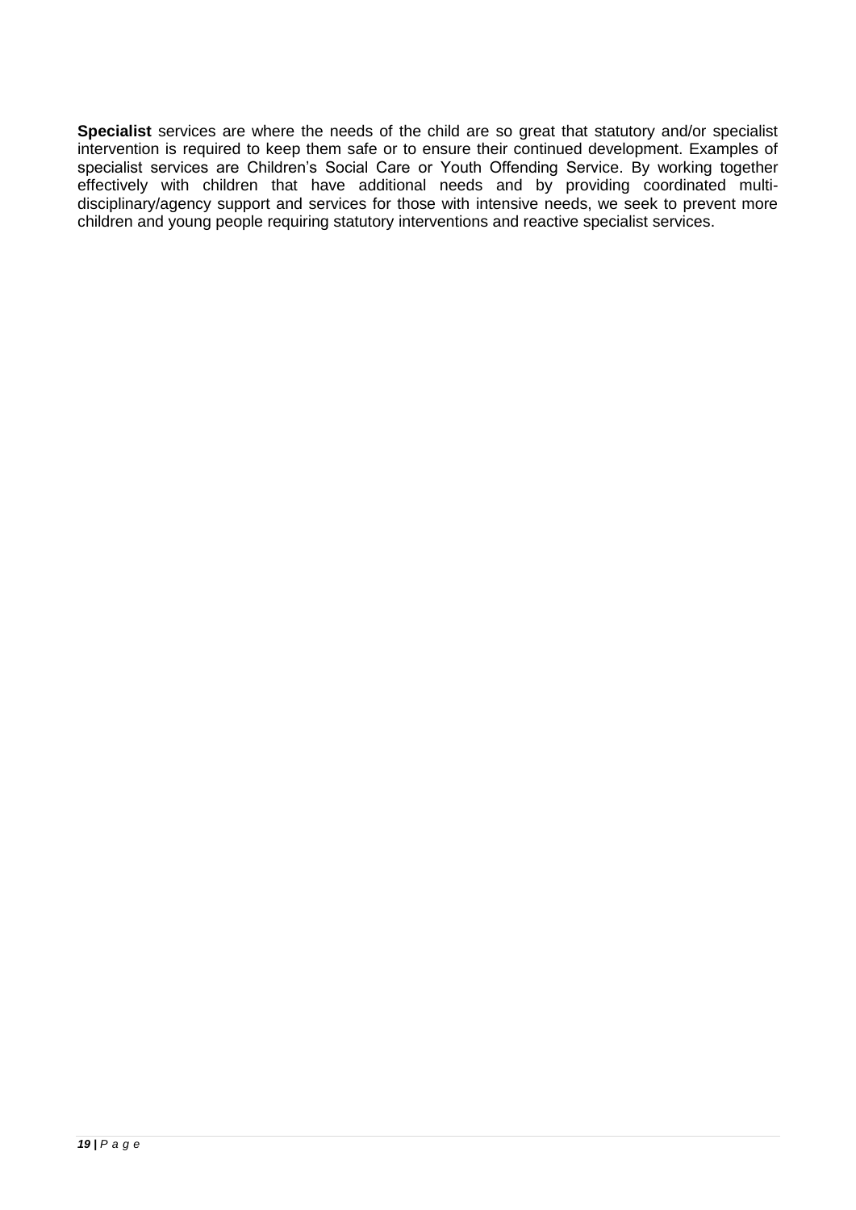**Specialist** services are where the needs of the child are so great that statutory and/or specialist intervention is required to keep them safe or to ensure their continued development. Examples of specialist services are Children's Social Care or Youth Offending Service. By working together effectively with children that have additional needs and by providing coordinated multi-disciplinary/agency support and services for those with intensive needs, we seek to prevent more children and young people requiring statutory interventions and reactive specialist services.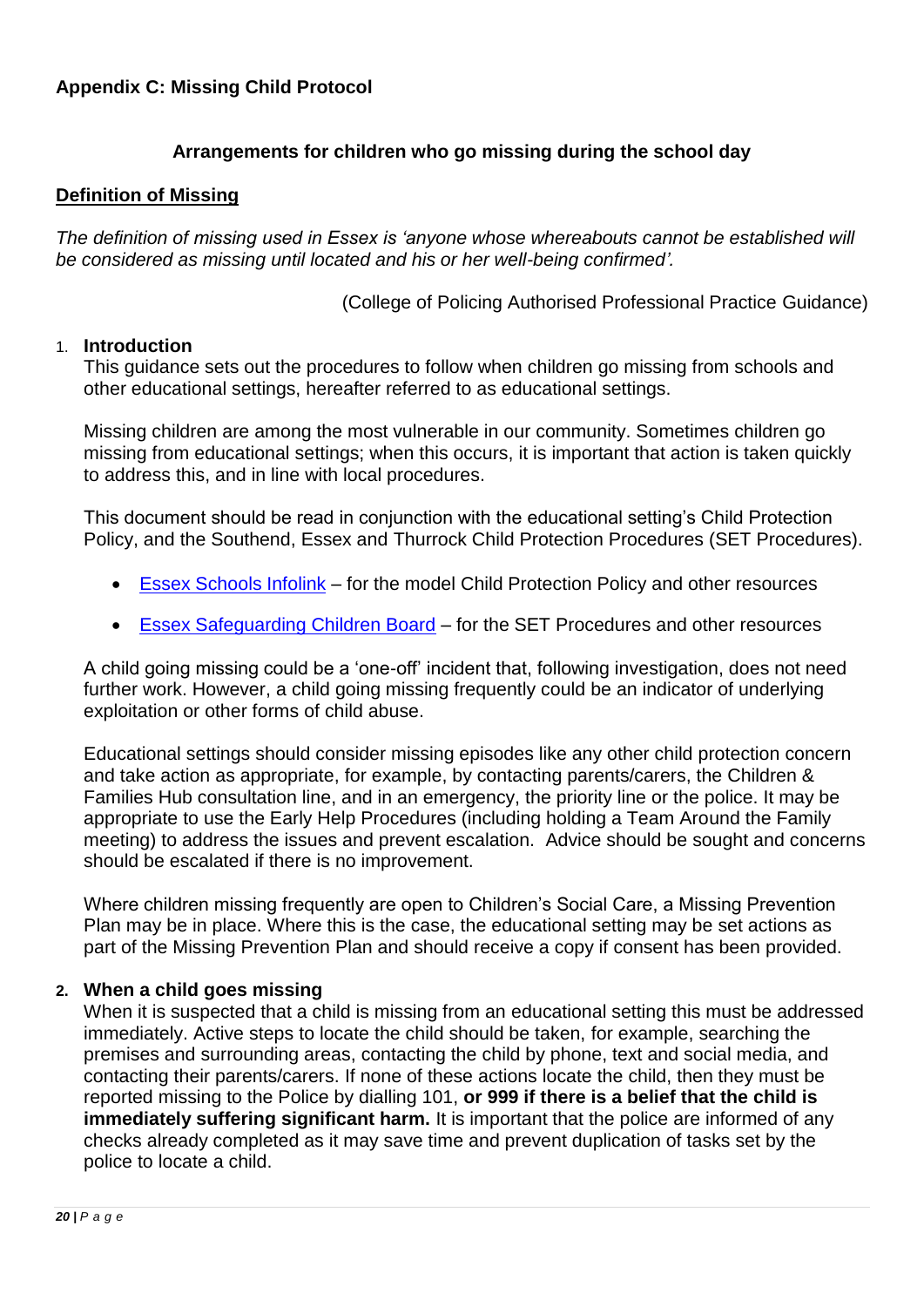## Appendix C: Missing Child Protocol

### Arrangements for children who go missing during the school day

**Definition of Missing**

*The definition of missing used in Essex is 'anyone whose whereabouts cannot be established will be considered as missing until located and his or her well-being confirmed'.*

(College of Policing Authorised Professional Practice Guidance)

1. **Introduction**

This guidance sets out the procedures to follow when children go missing from schools and other educational settings, hereafter referred to as educational settings.

Missing children are among the most vulnerable in our community. Sometimes children go missing from educational settings; when this occurs, it is important that action is taken quickly to address this, and in line with local procedures.

This document should be read in conjunction with the educational setting's Child Protection Policy, and the Southend, Essex and Thurrock Child Protection Procedures (SET Procedures).

- Essex Schools Infolink – for the model Child Protection Policy and other resources
- Essex Safeguarding Children Board – for the SET Procedures and other resources

A child going missing could be a 'one-off' incident that, following investigation, does not need further work. However, a child going missing frequently could be an indicator of underlying exploitation or other forms of child abuse.

Educational settings should consider missing episodes like any other child protection concern and take action as appropriate, for example, by contacting parents/carers, the Children & Families Hub consultation line, and in an emergency, the priority line or the police. It may be appropriate to use the Early Help Procedures (including holding a Team Around the Family meeting) to address the issues and prevent escalation. Advice should be sought and concerns should be escalated if there is no improvement.

Where children missing frequently are open to Children's Social Care, a Missing Prevention Plan may be in place. Where this is the case, the educational setting may be set actions as part of the Missing Prevention Plan and should receive a copy if consent has been provided.

2. **When a child goes missing**

When it is suspected that a child is missing from an educational setting this must be addressed immediately. Active steps to locate the child should be taken, for example, searching the premises and surrounding areas, contacting the child by phone, text and social media, and contacting their parents/carers. If none of these actions locate the child, then they must be reported missing to the Police by dialling 101, **or 999 if there is a belief that the child is immediately suffering significant harm.** It is important that the police are informed of any checks already completed as it may save time and prevent duplication of tasks set by the police to locate a child.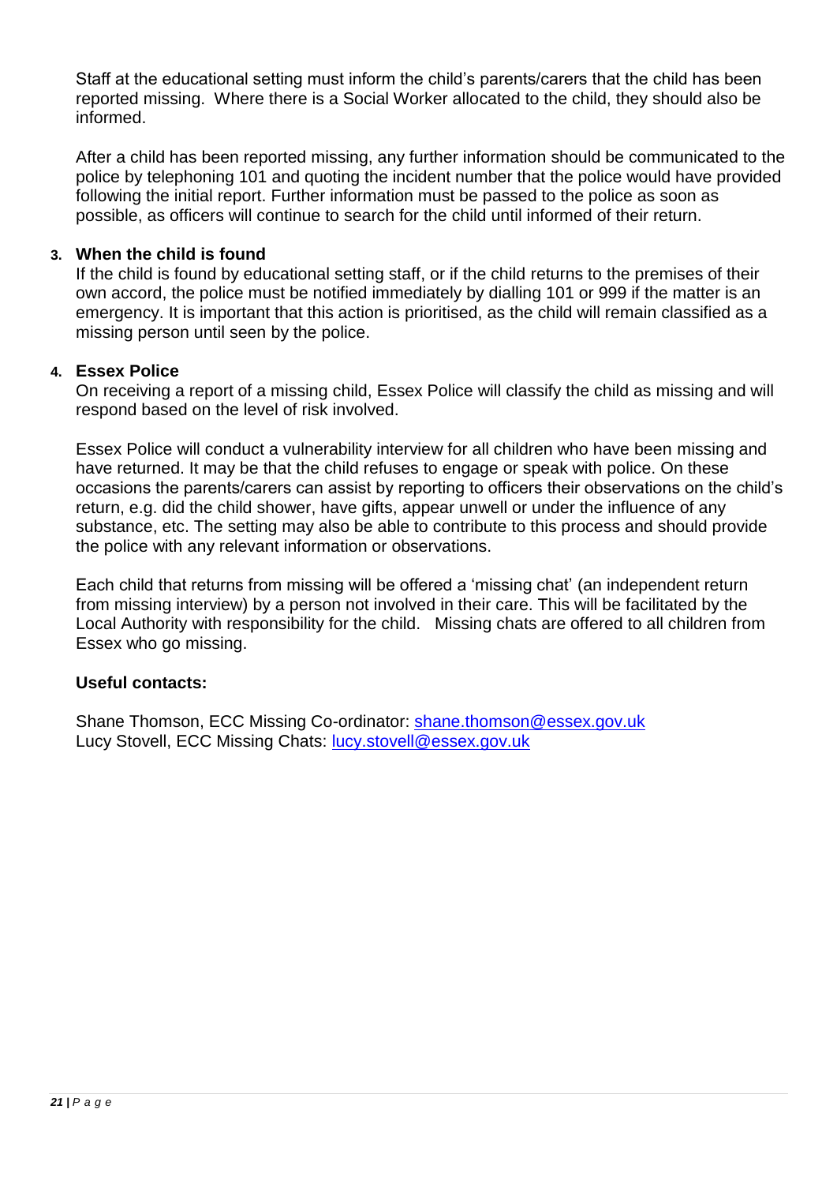Staff at the educational setting must inform the child's parents/carers that the child has been reported missing. Where there is a Social Worker allocated to the child, they should also be informed.

After a child has been reported missing, any further information should be communicated to the police by telephoning 101 and quoting the incident number that the police would have provided following the initial report. Further information must be passed to the police as soon as possible, as officers will continue to search for the child until informed of their return.

3. **When the child is found**

If the child is found by educational setting staff, or if the child returns to the premises of their own accord, the police must be notified immediately by dialling 101 or 999 if the matter is an emergency. It is important that this action is prioritised, as the child will remain classified as a missing person until seen by the police.

4. **Essex Police**

On receiving a report of a missing child, Essex Police will classify the child as missing and will respond based on the level of risk involved.

Essex Police will conduct a vulnerability interview for all children who have been missing and have returned. It may be that the child refuses to engage or speak with police. On these occasions the parents/carers can assist by reporting to officers their observations on the child's return, e.g. did the child shower, have gifts, appear unwell or under the influence of any substance, etc. The setting may also be able to contribute to this process and should provide the police with any relevant information or observations.

Each child that returns from missing will be offered a 'missing chat' (an independent return from missing interview) by a person not involved in their care. This will be facilitated by the Local Authority with responsibility for the child. Missing chats are offered to all children from Essex who go missing.

**Useful contacts:**

Shane Thomson, ECC Missing Co-ordinator: shane.thomson@essex.gov.uk
Lucy Stovell, ECC Missing Chats: lucy.stovell@essex.gov.uk